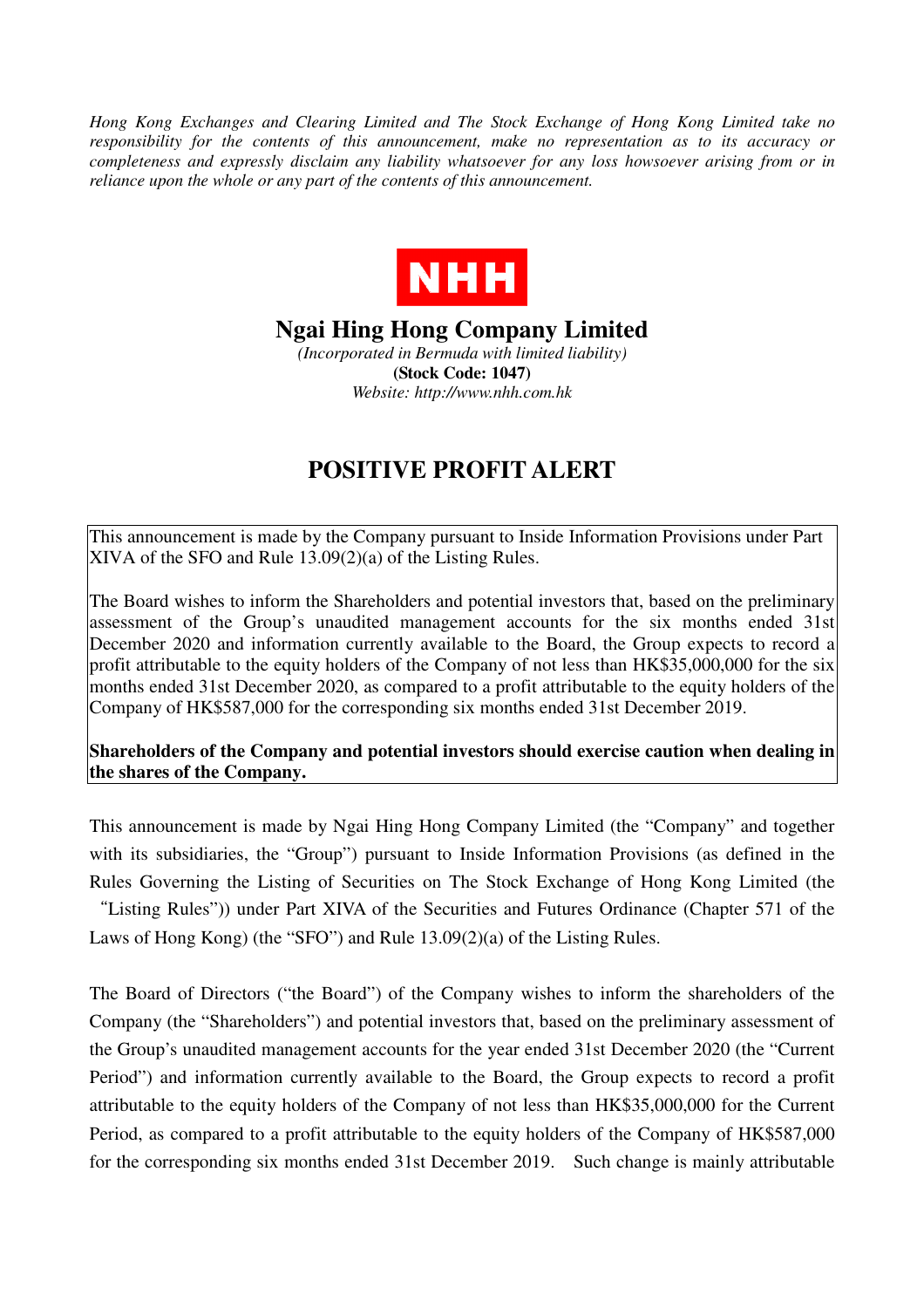*Hong Kong Exchanges and Clearing Limited and The Stock Exchange of Hong Kong Limited take no responsibility for the contents of this announcement, make no representation as to its accuracy or completeness and expressly disclaim any liability whatsoever for any loss howsoever arising from or in reliance upon the whole or any part of the contents of this announcement.*

NHH

# Ngai Hing Hong Company Limited

*(Incorporated in Bermuda with limited liability)*

**(Stock Code: 1047)**

*Website: http://www.nhh.com.hk*

## POSITIVE PROFIT ALERT

This announcement is made by the Company pursuant to Inside Information Provisions under Part XIVA of the SFO and Rule 13.09(2)(a) of the Listing Rules.

The Board wishes to inform the Shareholders and potential investors that, based on the preliminary assessment of the Group's unaudited management accounts for the six months ended 31st December 2020 and information currently available to the Board, the Group expects to record a profit attributable to the equity holders of the Company of not less than HK$35,000,000 for the six months ended 31st December 2020, as compared to a profit attributable to the equity holders of the Company of HK$587,000 for the corresponding six months ended 31st December 2019.

**Shareholders of the Company and potential investors should exercise caution when dealing in the shares of the Company.**

This announcement is made by Ngai Hing Hong Company Limited (the "Company" and together with its subsidiaries, the "Group") pursuant to Inside Information Provisions (as defined in the Rules Governing the Listing of Securities on The Stock Exchange of Hong Kong Limited (the "Listing Rules")) under Part XIVA of the Securities and Futures Ordinance (Chapter 571 of the Laws of Hong Kong) (the "SFO") and Rule 13.09(2)(a) of the Listing Rules.

The Board of Directors ("the Board") of the Company wishes to inform the shareholders of the Company (the "Shareholders") and potential investors that, based on the preliminary assessment of the Group's unaudited management accounts for the year ended 31st December 2020 (the "Current Period") and information currently available to the Board, the Group expects to record a profit attributable to the equity holders of the Company of not less than HK$35,000,000 for the Current Period, as compared to a profit attributable to the equity holders of the Company of HK$587,000 for the corresponding six months ended 31st December 2019. Such change is mainly attributable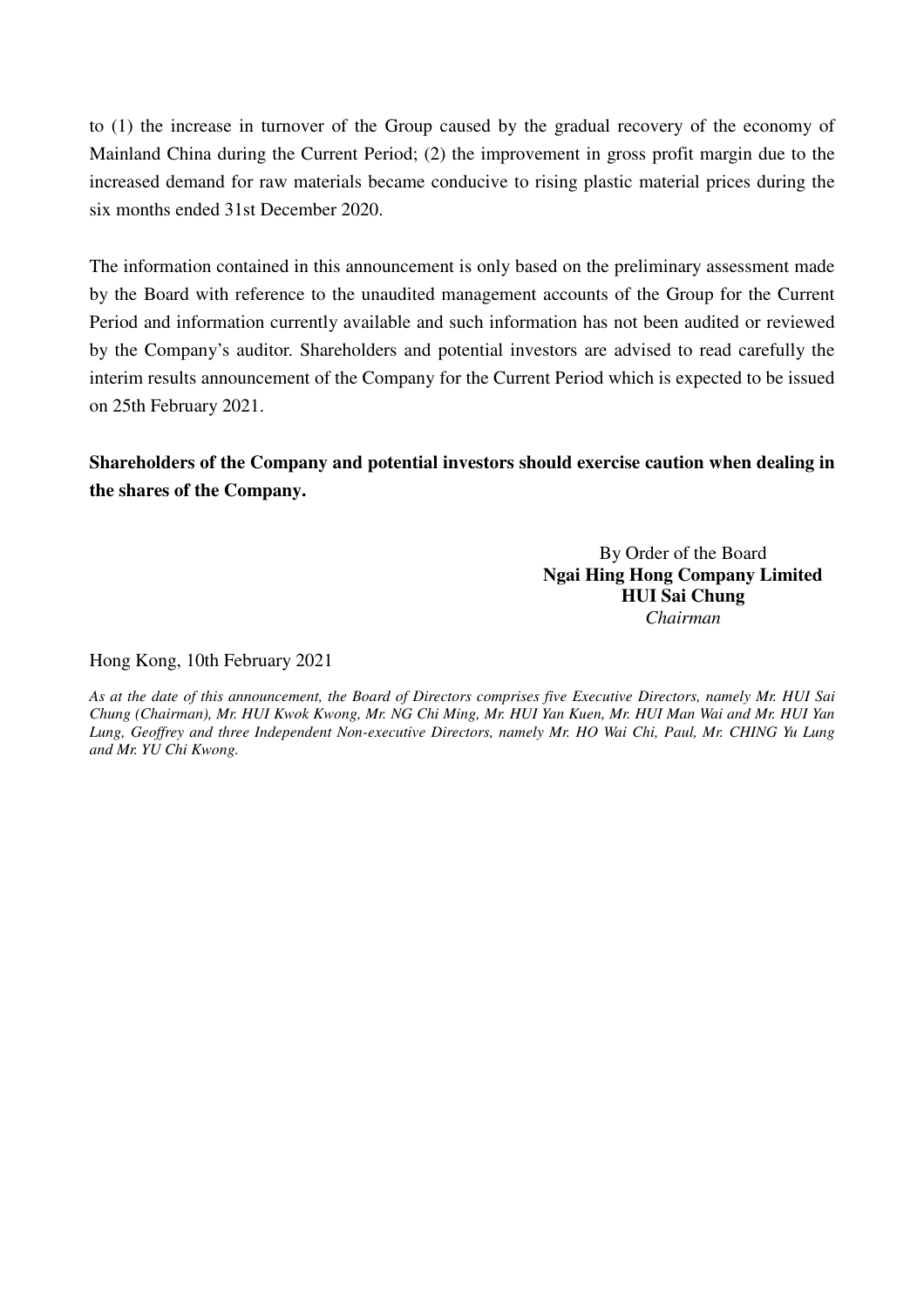to (1) the increase in turnover of the Group caused by the gradual recovery of the economy of Mainland China during the Current Period; (2) the improvement in gross profit margin due to the increased demand for raw materials became conducive to rising plastic material prices during the six months ended 31st December 2020.

The information contained in this announcement is only based on the preliminary assessment made by the Board with reference to the unaudited management accounts of the Group for the Current Period and information currently available and such information has not been audited or reviewed by the Company's auditor. Shareholders and potential investors are advised to read carefully the interim results announcement of the Company for the Current Period which is expected to be issued on 25th February 2021.

**Shareholders of the Company and potential investors should exercise caution when dealing in the shares of the Company.**

By Order of the Board
**Ngai Hing Hong Company Limited**
**HUI Sai Chung**
*Chairman*

Hong Kong, 10th February 2021

*As at the date of this announcement, the Board of Directors comprises five Executive Directors, namely Mr. HUI Sai Chung (Chairman), Mr. HUI Kwok Kwong, Mr. NG Chi Ming, Mr. HUI Yan Kuen, Mr. HUI Man Wai and Mr. HUI Yan Lung, Geoffrey and three Independent Non-executive Directors, namely Mr. HO Wai Chi, Paul, Mr. CHING Yu Lung and Mr. YU Chi Kwong.*